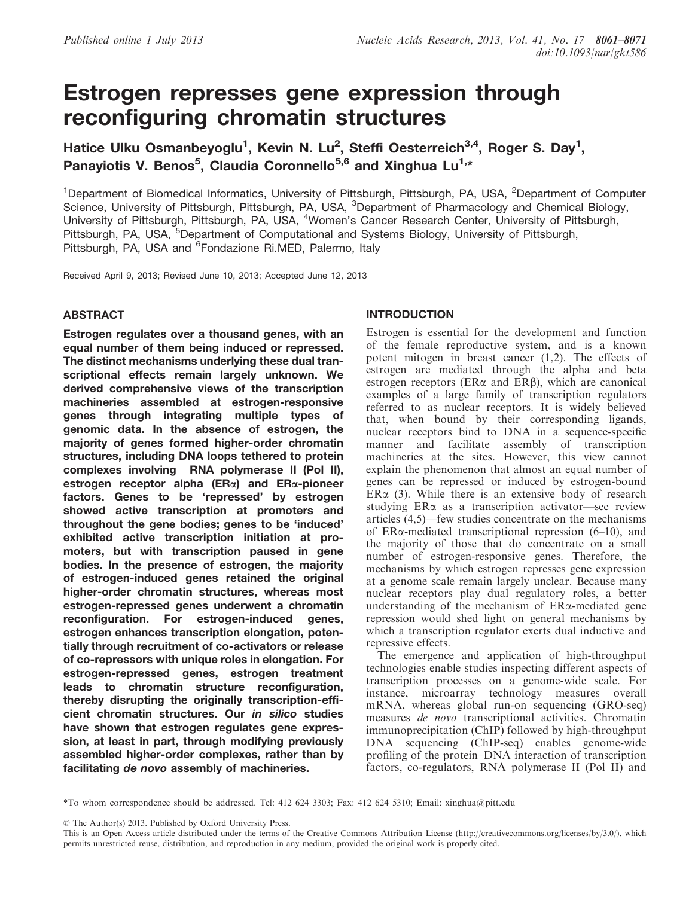# Estrogen represses gene expression through reconfiguring chromatin structures

Hatice Ulku Osmanbeyoglu[1], Kevin N. Lu[2], Steffi Oesterreich[3,4], Roger S. Day[1], Panayiotis V. Benos[5], Claudia Coronnello[5,6] and Xinghua Lu[1,*]

[1]Department of Biomedical Informatics, University of Pittsburgh, Pittsburgh, PA, USA, [2]Department of Computer Science, University of Pittsburgh, Pittsburgh, PA, USA, [3]Department of Pharmacology and Chemical Biology, University of Pittsburgh, Pittsburgh, PA, USA, [4]Women's Cancer Research Center, University of Pittsburgh, Pittsburgh, PA, USA, [5]Department of Computational and Systems Biology, University of Pittsburgh, Pittsburgh, PA, USA and [6]Fondazione Ri.MED, Palermo, Italy

Received April 9, 2013; Revised June 10, 2013; Accepted June 12, 2013

## ABSTRACT

**Estrogen regulates over a thousand genes, with an equal number of them being induced or repressed. The distinct mechanisms underlying these dual transcriptional effects remain largely unknown. We derived comprehensive views of the transcription machineries assembled at estrogen-responsive genes through integrating multiple types of genomic data. In the absence of estrogen, the majority of genes formed higher-order chromatin structures, including DNA loops tethered to protein complexes involving RNA polymerase II (Pol II), estrogen receptor alpha (ERα) and ERα-pioneer factors. Genes to be 'repressed' by estrogen showed active transcription at promoters and throughout the gene bodies; genes to be 'induced' exhibited active transcription initiation at promoters, but with transcription paused in gene bodies. In the presence of estrogen, the majority of estrogen-induced genes retained the original higher-order chromatin structures, whereas most estrogen-repressed genes underwent a chromatin reconfiguration. For estrogen-induced genes, estrogen enhances transcription elongation, potentially through recruitment of co-activators or release of co-repressors with unique roles in elongation. For estrogen-repressed genes, estrogen treatment leads to chromatin structure reconfiguration, thereby disrupting the originally transcription-efficient chromatin structures. Our *in silico* studies have shown that estrogen regulates gene expression, at least in part, through modifying previously assembled higher-order complexes, rather than by facilitating *de novo* assembly of machineries.**

## INTRODUCTION

Estrogen is essential for the development and function of the female reproductive system, and is a known potent mitogen in breast cancer (1,2). The effects of estrogen are mediated through the alpha and beta estrogen receptors (ERα and ERβ), which are canonical examples of a large family of transcription regulators referred to as nuclear receptors. It is widely believed that, when bound by their corresponding ligands, nuclear receptors bind to DNA in a sequence-specific manner and facilitate assembly of transcription machineries at the sites. However, this view cannot explain the phenomenon that almost an equal number of genes can be repressed or induced by estrogen-bound ERα (3). While there is an extensive body of research studying ERα as a transcription activator—see review articles (4,5)—few studies concentrate on the mechanisms of ERα-mediated transcriptional repression (6–10), and the majority of those that do concentrate on a small number of estrogen-responsive genes. Therefore, the mechanisms by which estrogen represses gene expression at a genome scale remain largely unclear. Because many nuclear receptors play dual regulatory roles, a better understanding of the mechanism of ERα-mediated gene repression would shed light on general mechanisms by which a transcription regulator exerts dual inductive and repressive effects.

The emergence and application of high-throughput technologies enable studies inspecting different aspects of transcription processes on a genome-wide scale. For instance, microarray technology measures overall mRNA, whereas global run-on sequencing (GRO-seq) measures *de novo* transcriptional activities. Chromatin immunoprecipitation (ChIP) followed by high-throughput DNA sequencing (ChIP-seq) enables genome-wide profiling of the protein–DNA interaction of transcription factors, co-regulators, RNA polymerase II (Pol II) and

*To whom correspondence should be addressed. Tel: 412 624 3303; Fax: 412 624 5310; Email: xinghua@pitt.edu

© The Author(s) 2013. Published by Oxford University Press.
This is an Open Access article distributed under the terms of the Creative Commons Attribution License (http://creativecommons.org/licenses/by/3.0/), which permits unrestricted reuse, distribution, and reproduction in any medium, provided the original work is properly cited.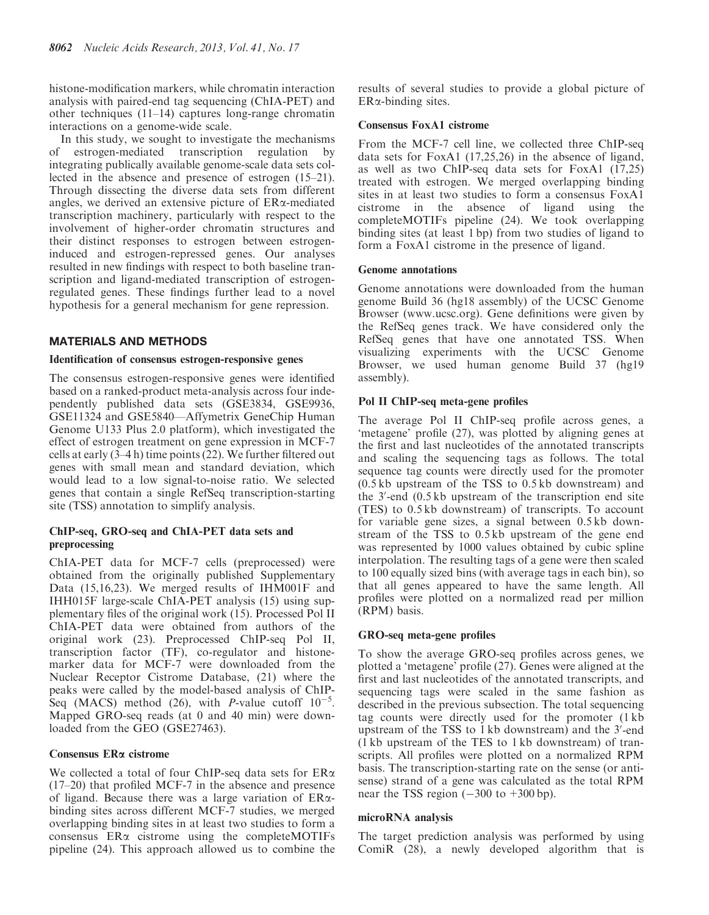histone-modification markers, while chromatin interaction analysis with paired-end tag sequencing (ChIA-PET) and other techniques (11–14) captures long-range chromatin interactions on a genome-wide scale.

In this study, we sought to investigate the mechanisms of estrogen-mediated transcription regulation by integrating publically available genome-scale data sets collected in the absence and presence of estrogen (15–21). Through dissecting the diverse data sets from different angles, we derived an extensive picture of ERα-mediated transcription machinery, particularly with respect to the involvement of higher-order chromatin structures and their distinct responses to estrogen between estrogen-induced and estrogen-repressed genes. Our analyses resulted in new findings with respect to both baseline transcription and ligand-mediated transcription of estrogen-regulated genes. These findings further lead to a novel hypothesis for a general mechanism for gene repression.

## MATERIALS AND METHODS

### Identification of consensus estrogen-responsive genes

The consensus estrogen-responsive genes were identified based on a ranked-product meta-analysis across four independently published data sets (GSE3834, GSE9936, GSE11324 and GSE5840—Affymetrix GeneChip Human Genome U133 Plus 2.0 platform), which investigated the effect of estrogen treatment on gene expression in MCF-7 cells at early (3–4 h) time points (22). We further filtered out genes with small mean and standard deviation, which would lead to a low signal-to-noise ratio. We selected genes that contain a single RefSeq transcription-starting site (TSS) annotation to simplify analysis.

### ChIP-seq, GRO-seq and ChIA-PET data sets and preprocessing

ChIA-PET data for MCF-7 cells (preprocessed) were obtained from the originally published Supplementary Data (15,16,23). We merged results of IHM001F and IHH015F large-scale ChIA-PET analysis (15) using supplementary files of the original work (15). Processed Pol II ChIA-PET data were obtained from authors of the original work (23). Preprocessed ChIP-seq Pol II, transcription factor (TF), co-regulator and histone-marker data for MCF-7 were downloaded from the Nuclear Receptor Cistrome Database, (21) where the peaks were called by the model-based analysis of ChIP-Seq (MACS) method (26), with *P*-value cutoff $10^{-5}$. Mapped GRO-seq reads (at 0 and 40 min) were downloaded from the GEO (GSE27463).

### Consensus ERα cistrome

We collected a total of four ChIP-seq data sets for ERα (17–20) that profiled MCF-7 in the absence and presence of ligand. Because there was a large variation of ERα-binding sites across different MCF-7 studies, we merged overlapping binding sites in at least two studies to form a consensus ERα cistrome using the completeMOTIFs pipeline (24). This approach allowed us to combine the results of several studies to provide a global picture of ERα-binding sites.

### Consensus FoxA1 cistrome

From the MCF-7 cell line, we collected three ChIP-seq data sets for FoxA1 (17,25,26) in the absence of ligand, as well as two ChIP-seq data sets for FoxA1 (17,25) treated with estrogen. We merged overlapping binding sites in at least two studies to form a consensus FoxA1 cistrome in the absence of ligand using the completeMOTIFs pipeline (24). We took overlapping binding sites (at least 1 bp) from two studies of ligand to form a FoxA1 cistrome in the presence of ligand.

### Genome annotations

Genome annotations were downloaded from the human genome Build 36 (hg18 assembly) of the UCSC Genome Browser (www.ucsc.org). Gene definitions were given by the RefSeq genes track. We have considered only the RefSeq genes that have one annotated TSS. When visualizing experiments with the UCSC Genome Browser, we used human genome Build 37 (hg19 assembly).

### Pol II ChIP-seq meta-gene profiles

The average Pol II ChIP-seq profile across genes, a 'metagene' profile (27), was plotted by aligning genes at the first and last nucleotides of the annotated transcripts and scaling the sequencing tags as follows. The total sequence tag counts were directly used for the promoter (0.5 kb upstream of the TSS to 0.5 kb downstream) and the 3′-end (0.5 kb upstream of the transcription end site (TES) to 0.5 kb downstream) of transcripts. To account for variable gene sizes, a signal between 0.5 kb downstream of the TSS to 0.5 kb upstream of the gene end was represented by 1000 values obtained by cubic spline interpolation. The resulting tags of a gene were then scaled to 100 equally sized bins (with average tags in each bin), so that all genes appeared to have the same length. All profiles were plotted on a normalized read per million (RPM) basis.

### GRO-seq meta-gene profiles

To show the average GRO-seq profiles across genes, we plotted a 'metagene' profile (27). Genes were aligned at the first and last nucleotides of the annotated transcripts, and sequencing tags were scaled in the same fashion as described in the previous subsection. The total sequencing tag counts were directly used for the promoter (1 kb upstream of the TSS to 1 kb downstream) and the 3′-end (1 kb upstream of the TES to 1 kb downstream) of transcripts. All profiles were plotted on a normalized RPM basis. The transcription-starting rate on the sense (or antisense) strand of a gene was calculated as the total RPM near the TSS region (−300 to +300 bp).

### microRNA analysis

The target prediction analysis was performed by using ComiR (28), a newly developed algorithm that is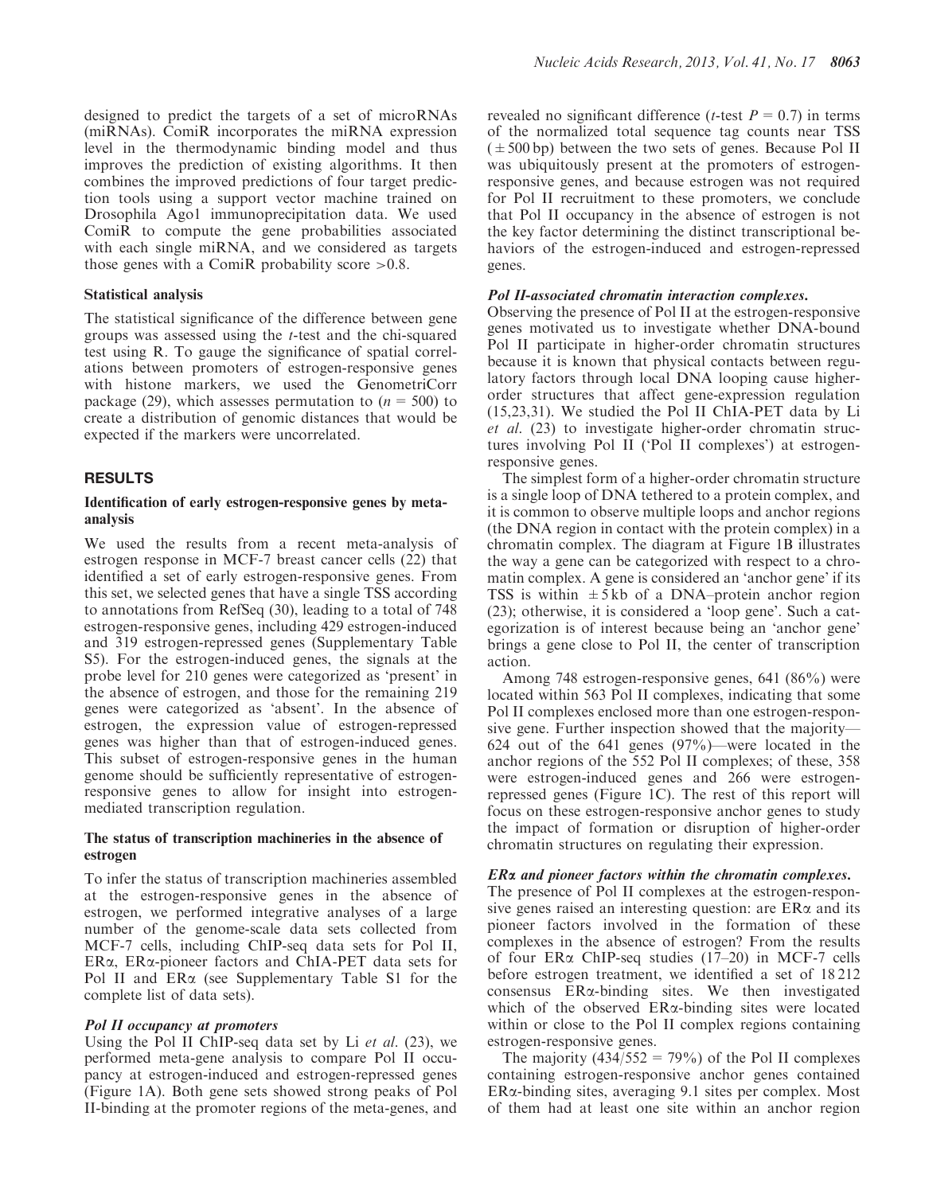designed to predict the targets of a set of microRNAs (miRNAs). ComiR incorporates the miRNA expression level in the thermodynamic binding model and thus improves the prediction of existing algorithms. It then combines the improved predictions of four target prediction tools using a support vector machine trained on Drosophila Ago1 immunoprecipitation data. We used ComiR to compute the gene probabilities associated with each single miRNA, and we considered as targets those genes with a ComiR probability score >0.8.

### Statistical analysis

The statistical significance of the difference between gene groups was assessed using the *t*-test and the chi-squared test using R. To gauge the significance of spatial correlations between promoters of estrogen-responsive genes with histone markers, we used the GenometriCorr package (29), which assesses permutation to ($n = 500$) to create a distribution of genomic distances that would be expected if the markers were uncorrelated.

## RESULTS

### Identification of early estrogen-responsive genes by meta-analysis

We used the results from a recent meta-analysis of estrogen response in MCF-7 breast cancer cells (22) that identified a set of early estrogen-responsive genes. From this set, we selected genes that have a single TSS according to annotations from RefSeq (30), leading to a total of 748 estrogen-responsive genes, including 429 estrogen-induced and 319 estrogen-repressed genes (Supplementary Table S5). For the estrogen-induced genes, the signals at the probe level for 210 genes were categorized as 'present' in the absence of estrogen, and those for the remaining 219 genes were categorized as 'absent'. In the absence of estrogen, the expression value of estrogen-repressed genes was higher than that of estrogen-induced genes. This subset of estrogen-responsive genes in the human genome should be sufficiently representative of estrogen-responsive genes to allow for insight into estrogen-mediated transcription regulation.

### The status of transcription machineries in the absence of estrogen

To infer the status of transcription machineries assembled at the estrogen-responsive genes in the absence of estrogen, we performed integrative analyses of a large number of the genome-scale data sets collected from MCF-7 cells, including ChIP-seq data sets for Pol II, ERα, ERα-pioneer factors and ChIA-PET data sets for Pol II and ERα (see Supplementary Table S1 for the complete list of data sets).

#### *Pol II occupancy at promoters*

Using the Pol II ChIP-seq data set by Li *et al.* (23), we performed meta-gene analysis to compare Pol II occupancy at estrogen-induced and estrogen-repressed genes (Figure 1A). Both gene sets showed strong peaks of Pol II-binding at the promoter regions of the meta-genes, and revealed no significant difference (*t*-test $P = 0.7$) in terms of the normalized total sequence tag counts near TSS ($\pm 500$ bp) between the two sets of genes. Because Pol II was ubiquitously present at the promoters of estrogen-responsive genes, and because estrogen was not required for Pol II recruitment to these promoters, we conclude that Pol II occupancy in the absence of estrogen is not the key factor determining the distinct transcriptional behaviors of the estrogen-induced and estrogen-repressed genes.

#### *Pol II-associated chromatin interaction complexes.*

Observing the presence of Pol II at the estrogen-responsive genes motivated us to investigate whether DNA-bound Pol II participate in higher-order chromatin structures because it is known that physical contacts between regulatory factors through local DNA looping cause higher-order structures that affect gene-expression regulation (15,23,31). We studied the Pol II ChIA-PET data by Li *et al.* (23) to investigate higher-order chromatin structures involving Pol II ('Pol II complexes') at estrogen-responsive genes.

The simplest form of a higher-order chromatin structure is a single loop of DNA tethered to a protein complex, and it is common to observe multiple loops and anchor regions (the DNA region in contact with the protein complex) in a chromatin complex. The diagram at Figure 1B illustrates the way a gene can be categorized with respect to a chromatin complex. A gene is considered an 'anchor gene' if its TSS is within $\pm 5$ kb of a DNA–protein anchor region (23); otherwise, it is considered a 'loop gene'. Such a categorization is of interest because being an 'anchor gene' brings a gene close to Pol II, the center of transcription action.

Among 748 estrogen-responsive genes, 641 (86%) were located within 563 Pol II complexes, indicating that some Pol II complexes enclosed more than one estrogen-responsive gene. Further inspection showed that the majority—624 out of the 641 genes (97%)—were located in the anchor regions of the 552 Pol II complexes; of these, 358 were estrogen-induced genes and 266 were estrogen-repressed genes (Figure 1C). The rest of this report will focus on these estrogen-responsive anchor genes to study the impact of formation or disruption of higher-order chromatin structures on regulating their expression.

#### *ERα and pioneer factors within the chromatin complexes.*

The presence of Pol II complexes at the estrogen-responsive genes raised an interesting question: are ERα and its pioneer factors involved in the formation of these complexes in the absence of estrogen? From the results of four ERα ChIP-seq studies (17–20) in MCF-7 cells before estrogen treatment, we identified a set of 18 212 consensus ERα-binding sites. We then investigated which of the observed ERα-binding sites were located within or close to the Pol II complex regions containing estrogen-responsive genes.

The majority (434/552 = 79%) of the Pol II complexes containing estrogen-responsive anchor genes contained ERα-binding sites, averaging 9.1 sites per complex. Most of them had at least one site within an anchor region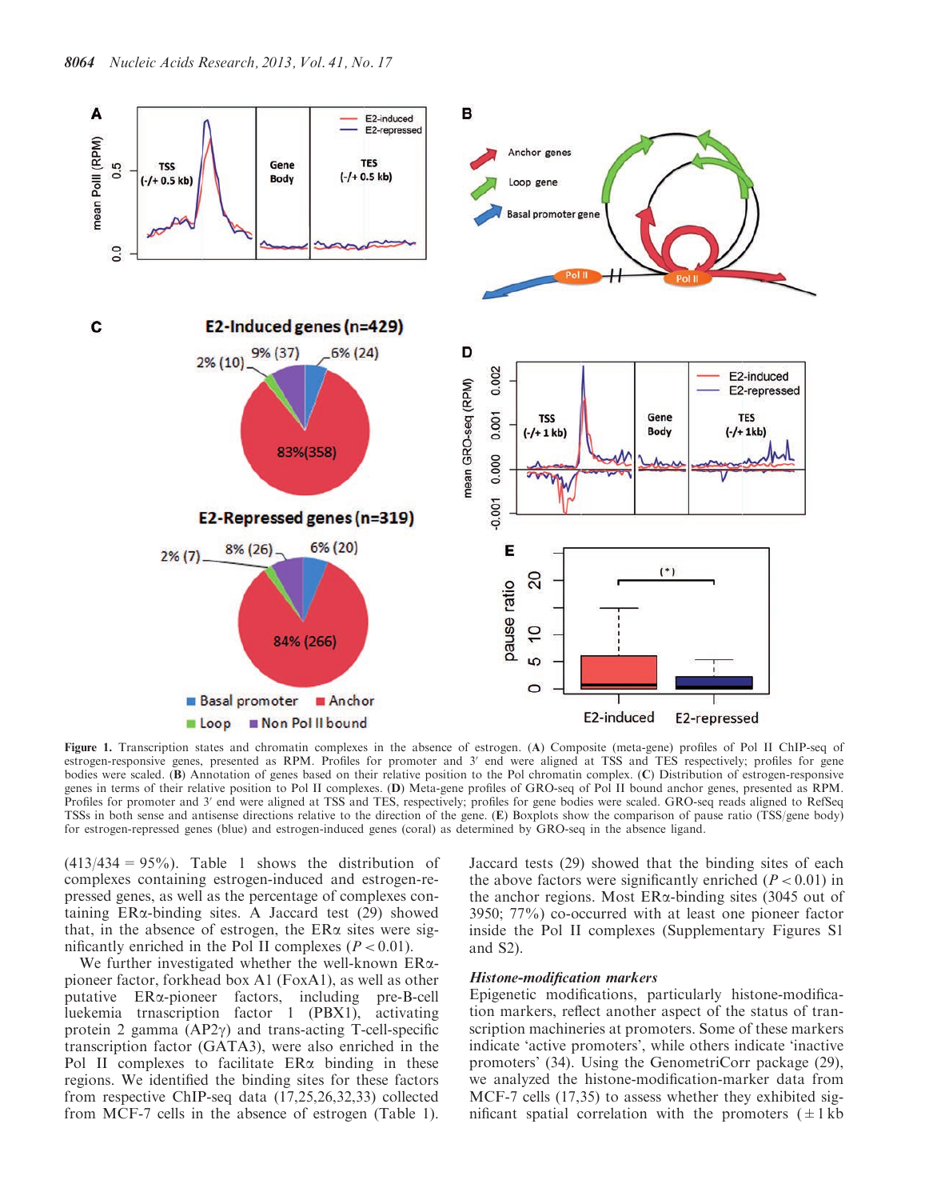**Figure 1.** Transcription states and chromatin complexes in the absence of estrogen. (**A**) Composite (meta-gene) profiles of Pol II ChIP-seq of estrogen-responsive genes, presented as RPM. Profiles for promoter and 3′ end were aligned at TSS and TES respectively; profiles for gene bodies were scaled. (**B**) Annotation of genes based on their relative position to the Pol chromatin complex. (**C**) Distribution of estrogen-responsive genes in terms of their relative position to Pol II complexes. (**D**) Meta-gene profiles of GRO-seq of Pol II bound anchor genes, presented as RPM. Profiles for promoter and 3′ end were aligned at TSS and TES, respectively; profiles for gene bodies were scaled. GRO-seq reads aligned to RefSeq TSSs in both sense and antisense directions relative to the direction of the gene. (**E**) Boxplots show the comparison of pause ratio (TSS/gene body) for estrogen-repressed genes (blue) and estrogen-induced genes (coral) as determined by GRO-seq in the absence ligand.

(413/434 = 95%). Table 1 shows the distribution of complexes containing estrogen-induced and estrogen-repressed genes, as well as the percentage of complexes containing ERα-binding sites. A Jaccard test (29) showed that, in the absence of estrogen, the ERα sites were significantly enriched in the Pol II complexes ($P < 0.01$).

We further investigated whether the well-known ERα-pioneer factor, forkhead box A1 (FoxA1), as well as other putative ERα-pioneer factors, including pre-B-cell luekemia trnascription factor 1 (PBX1), activating protein 2 gamma (AP2γ) and trans-acting T-cell-specific transcription factor (GATA3), were also enriched in the Pol II complexes to facilitate ERα binding in these regions. We identified the binding sites for these factors from respective ChIP-seq data (17,25,26,32,33) collected from MCF-7 cells in the absence of estrogen (Table 1). Jaccard tests (29) showed that the binding sites of each the above factors were significantly enriched ($P < 0.01$) in the anchor regions. Most ERα-binding sites (3045 out of 3950; 77%) co-occurred with at least one pioneer factor inside the Pol II complexes (Supplementary Figures S1 and S2).

### *Histone-modification markers*

Epigenetic modifications, particularly histone-modification markers, reflect another aspect of the status of transcription machineries at promoters. Some of these markers indicate 'active promoters', while others indicate 'inactive promoters' (34). Using the GenometriCorr package (29), we analyzed the histone-modification-marker data from MCF-7 cells (17,35) to assess whether they exhibited significant spatial correlation with the promoters (±1 kb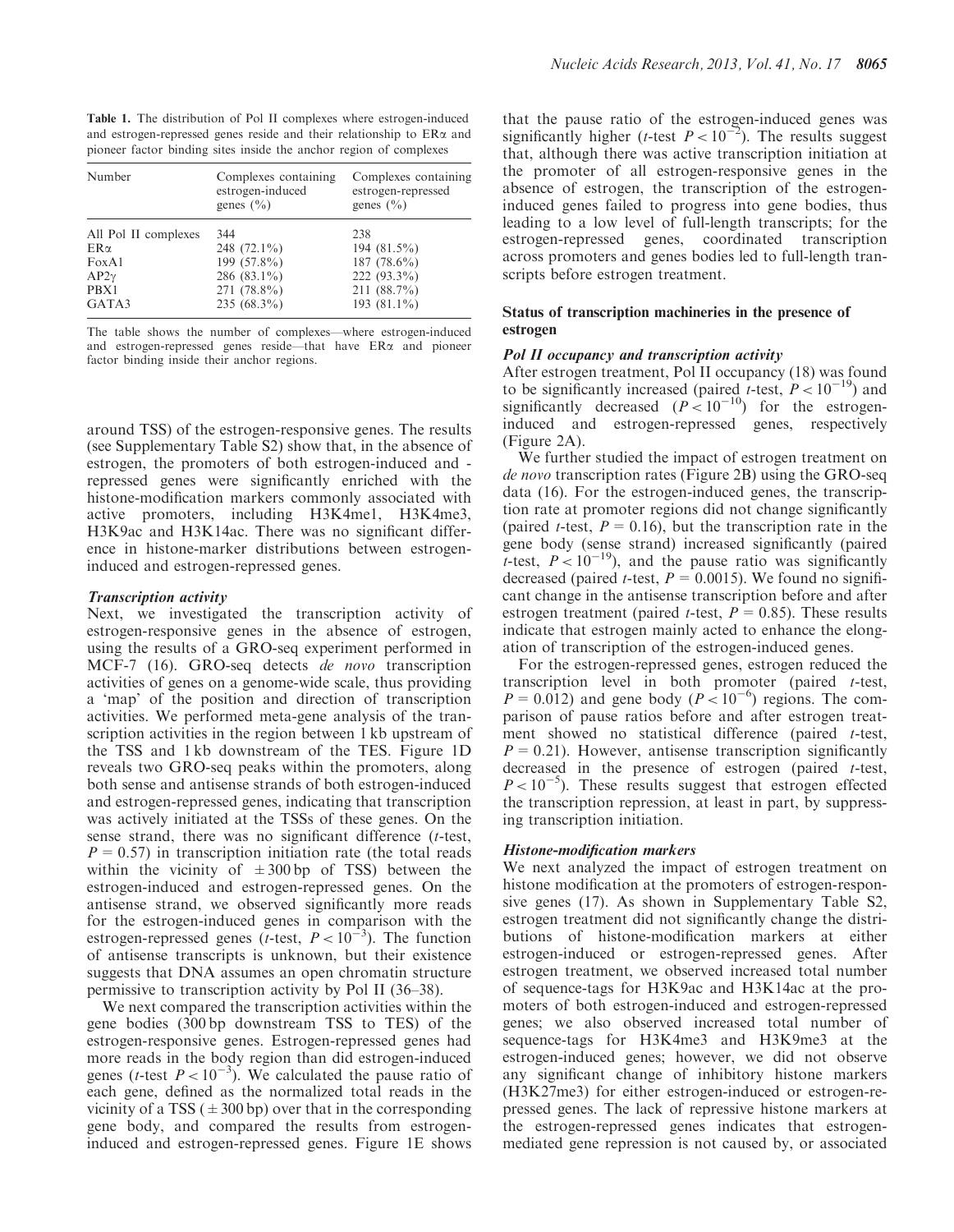**Table 1.** The distribution of Pol II complexes where estrogen-induced and estrogen-repressed genes reside and their relationship to ERα and pioneer factor binding sites inside the anchor region of complexes

| Number | Complexes containing estrogen-induced genes (%) | Complexes containing estrogen-repressed genes (%) |
|---|---|---|
| All Pol II complexes | 344 | 238 |
| ERα | 248 (72.1%) | 194 (81.5%) |
| FoxA1 | 199 (57.8%) | 187 (78.6%) |
| AP2γ | 286 (83.1%) | 222 (93.3%) |
| PBX1 | 271 (78.8%) | 211 (88.7%) |
| GATA3 | 235 (68.3%) | 193 (81.1%) |

The table shows the number of complexes—where estrogen-induced and estrogen-repressed genes reside—that have ERα and pioneer factor binding inside their anchor regions.

around TSS) of the estrogen-responsive genes. The results (see Supplementary Table S2) show that, in the absence of estrogen, the promoters of both estrogen-induced and -repressed genes were significantly enriched with the histone-modification markers commonly associated with active promoters, including H3K4me1, H3K4me3, H3K9ac and H3K14ac. There was no significant difference in histone-marker distributions between estrogen-induced and estrogen-repressed genes.

#### *Transcription activity*

Next, we investigated the transcription activity of estrogen-responsive genes in the absence of estrogen, using the results of a GRO-seq experiment performed in MCF-7 (16). GRO-seq detects *de novo* transcription activities of genes on a genome-wide scale, thus providing a 'map' of the position and direction of transcription activities. We performed meta-gene analysis of the transcription activities in the region between 1 kb upstream of the TSS and 1 kb downstream of the TES. Figure 1D reveals two GRO-seq peaks within the promoters, along both sense and antisense strands of both estrogen-induced and estrogen-repressed genes, indicating that transcription was actively initiated at the TSSs of these genes. On the sense strand, there was no significant difference (*t*-test, $P = 0.57$) in transcription initiation rate (the total reads within the vicinity of $\pm 300$ bp of TSS) between the estrogen-induced and estrogen-repressed genes. On the antisense strand, we observed significantly more reads for the estrogen-induced genes in comparison with the estrogen-repressed genes (*t*-test, $P < 10^{-3}$). The function of antisense transcripts is unknown, but their existence suggests that DNA assumes an open chromatin structure permissive to transcription activity by Pol II (36–38).

We next compared the transcription activities within the gene bodies (300 bp downstream TSS to TES) of the estrogen-responsive genes. Estrogen-repressed genes had more reads in the body region than did estrogen-induced genes (*t*-test $P < 10^{-3}$). We calculated the pause ratio of each gene, defined as the normalized total reads in the vicinity of a TSS ($\pm 300$ bp) over that in the corresponding gene body, and compared the results from estrogen-induced and estrogen-repressed genes. Figure 1E shows that the pause ratio of the estrogen-induced genes was significantly higher (*t*-test $P < 10^{-2}$). The results suggest that, although there was active transcription initiation at the promoter of all estrogen-responsive genes in the absence of estrogen, the transcription of the estrogen-induced genes failed to progress into gene bodies, thus leading to a low level of full-length transcripts; for the estrogen-repressed genes, coordinated transcription across promoters and genes bodies led to full-length transcripts before estrogen treatment.

### Status of transcription machineries in the presence of estrogen

#### *Pol II occupancy and transcription activity*

After estrogen treatment, Pol II occupancy (18) was found to be significantly increased (paired *t*-test, $P < 10^{-19}$) and significantly decreased ($P < 10^{-10}$) for the estrogen-induced and estrogen-repressed genes, respectively (Figure 2A).

We further studied the impact of estrogen treatment on *de novo* transcription rates (Figure 2B) using the GRO-seq data (16). For the estrogen-induced genes, the transcription rate at promoter regions did not change significantly (paired *t*-test, $P = 0.16$), but the transcription rate in the gene body (sense strand) increased significantly (paired *t*-test, $P < 10^{-19}$), and the pause ratio was significantly decreased (paired *t*-test, $P = 0.0015$). We found no significant change in the antisense transcription before and after estrogen treatment (paired *t*-test, $P = 0.85$). These results indicate that estrogen mainly acted to enhance the elongation of transcription of the estrogen-induced genes.

For the estrogen-repressed genes, estrogen reduced the transcription level in both promoter (paired *t*-test, $P = 0.012$) and gene body ($P < 10^{-6}$) regions. The comparison of pause ratios before and after estrogen treatment showed no statistical difference (paired *t*-test, $P = 0.21$). However, antisense transcription significantly decreased in the presence of estrogen (paired *t*-test, $P < 10^{-5}$). These results suggest that estrogen effected the transcription repression, at least in part, by suppressing transcription initiation.

#### *Histone-modification markers*

We next analyzed the impact of estrogen treatment on histone modification at the promoters of estrogen-responsive genes (17). As shown in Supplementary Table S2, estrogen treatment did not significantly change the distributions of histone-modification markers at either estrogen-induced or estrogen-repressed genes. After estrogen treatment, we observed increased total number of sequence-tags for H3K9ac and H3K14ac at the promoters of both estrogen-induced and estrogen-repressed genes; we also observed increased total number of sequence-tags for H3K4me3 and H3K9me3 at the estrogen-induced genes; however, we did not observe any significant change of inhibitory histone markers (H3K27me3) for either estrogen-induced or estrogen-repressed genes. The lack of repressive histone markers at the estrogen-repressed genes indicates that estrogen-mediated gene repression is not caused by, or associated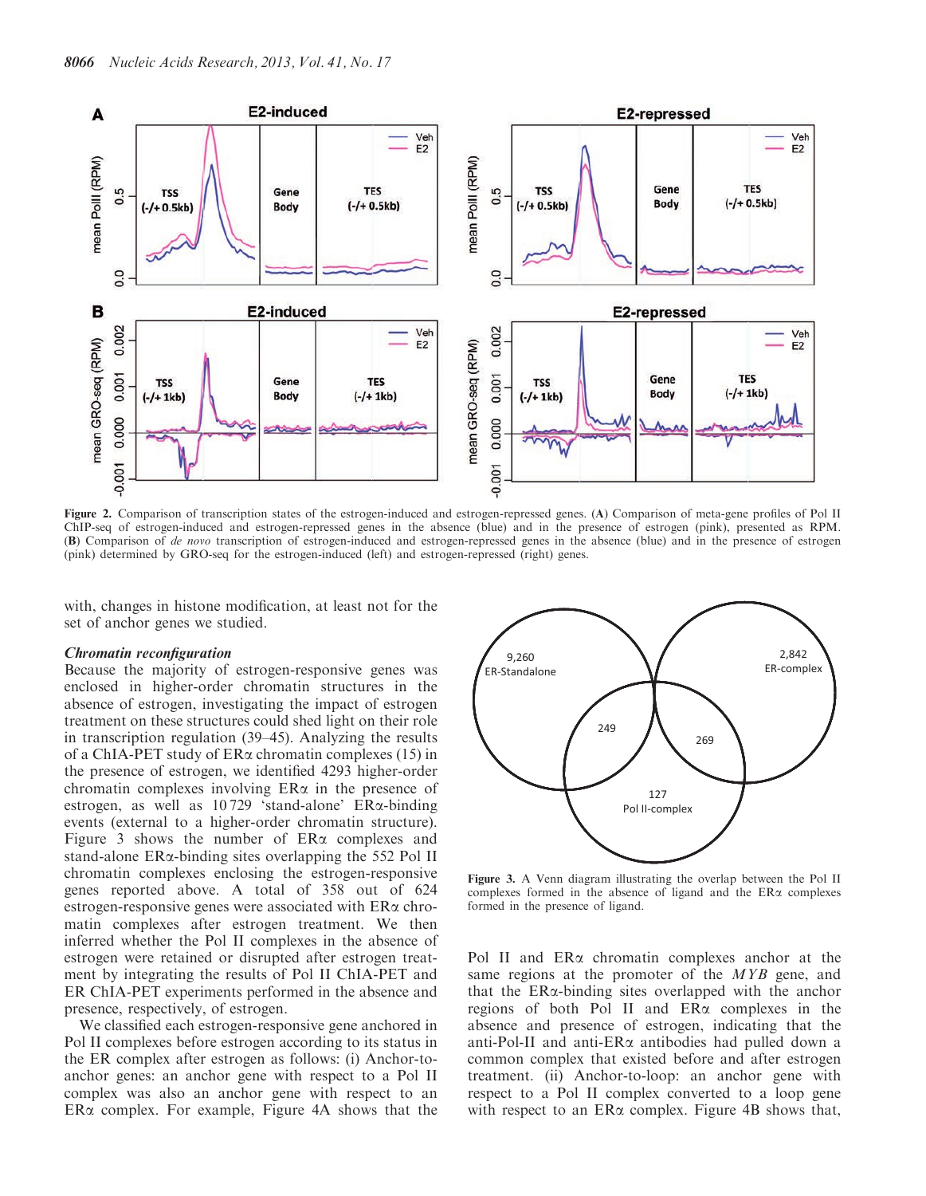Figure 2. Comparison of transcription states of the estrogen-induced and estrogen-repressed genes. (**A**) Comparison of meta-gene profiles of Pol II ChIP-seq of estrogen-induced and estrogen-repressed genes in the absence (blue) and in the presence of estrogen (pink), presented as RPM. (**B**) Comparison of *de novo* transcription of estrogen-induced and estrogen-repressed genes in the absence (blue) and in the presence of estrogen (pink) determined by GRO-seq for the estrogen-induced (left) and estrogen-repressed (right) genes.

with, changes in histone modification, at least not for the set of anchor genes we studied.

### *Chromatin reconfiguration*

Because the majority of estrogen-responsive genes was enclosed in higher-order chromatin structures in the absence of estrogen, investigating the impact of estrogen treatment on these structures could shed light on their role in transcription regulation (39–45). Analyzing the results of a ChIA-PET study of ERα chromatin complexes (15) in the presence of estrogen, we identified 4293 higher-order chromatin complexes involving ERα in the presence of estrogen, as well as 10 729 'stand-alone' ERα-binding events (external to a higher-order chromatin structure). Figure 3 shows the number of ERα complexes and stand-alone ERα-binding sites overlapping the 552 Pol II chromatin complexes enclosing the estrogen-responsive genes reported above. A total of 358 out of 624 estrogen-responsive genes were associated with ERα chromatin complexes after estrogen treatment. We then inferred whether the Pol II complexes in the absence of estrogen were retained or disrupted after estrogen treatment by integrating the results of Pol II ChIA-PET and ER ChIA-PET experiments performed in the absence and presence, respectively, of estrogen.

We classified each estrogen-responsive gene anchored in Pol II complexes before estrogen according to its status in the ER complex after estrogen as follows: (i) Anchor-to-anchor genes: an anchor gene with respect to a Pol II complex was also an anchor gene with respect to an ERα complex. For example, Figure 4A shows that the Pol II and ERα chromatin complexes anchor at the same regions at the promoter of the *MYB* gene, and that the ERα-binding sites overlapped with the anchor regions of both Pol II and ERα complexes in the absence and presence of estrogen, indicating that the anti-Pol-II and anti-ERα antibodies had pulled down a common complex that existed before and after estrogen treatment. (ii) Anchor-to-loop: an anchor gene with respect to a Pol II complex converted to a loop gene with respect to an ERα complex. Figure 4B shows that,

Figure 3. A Venn diagram illustrating the overlap between the Pol II complexes formed in the absence of ligand and the ERα complexes formed in the presence of ligand.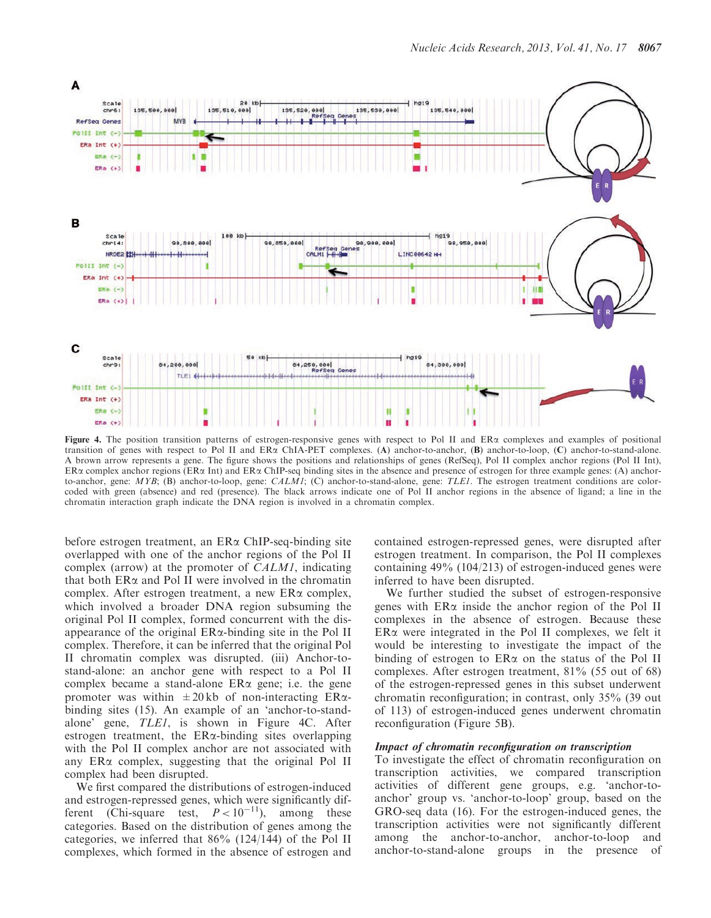Figure 4. The position transition patterns of estrogen-responsive genes with respect to Pol II and ERα ChIA-PET complexes and examples of positional transition of genes with respect to Pol II and ERα ChIA-PET complexes. (**A**) anchor-to-anchor, (**B**) anchor-to-loop, (**C**) anchor-to-stand-alone. A brown arrow represents a gene. The figure shows the positions and relationships of genes (RefSeq), Pol II complex anchor regions (Pol II Int), ERα complex anchor regions (ERα Int) and ERα ChIP-seq binding sites in the absence and presence of estrogen for three example genes: (A) anchor-to-anchor, gene: *MYB*; (B) anchor-to-loop, gene: *CALM1*; (C) anchor-to-stand-alone, gene: *TLE1*. The estrogen treatment conditions are color-coded with green (absence) and red (presence). The black arrows indicate one of Pol II anchor regions in the absence of ligand; a line in the chromatin interaction graph indicate the DNA region is involved in a chromatin complex.

before estrogen treatment, an ERα ChIP-seq-binding site overlapped with one of the anchor regions of the Pol II complex (arrow) at the promoter of *CALM1*, indicating that both ERα and Pol II were involved in the chromatin complex. After estrogen treatment, a new ERα complex, which involved a broader DNA region subsuming the original Pol II complex, formed concurrent with the disappearance of the original ERα-binding site in the Pol II complex. Therefore, it can be inferred that the original Pol II chromatin complex was disrupted. (iii) Anchor-to-stand-alone: an anchor gene with respect to a Pol II complex became a stand-alone ERα gene; i.e. the gene promoter was within ±20 kb of non-interacting ERα-binding sites (15). An example of an 'anchor-to-stand-alone' gene, *TLE1*, is shown in Figure 4C. After estrogen treatment, the ERα-binding sites overlapping with the Pol II complex anchor are not associated with any ERα complex, suggesting that the original Pol II complex had been disrupted.

We first compared the distributions of estrogen-induced and estrogen-repressed genes, which were significantly different (Chi-square test, $P < 10^{-11}$), among these categories. Based on the distribution of genes among the categories, we inferred that 86% (124/144) of the Pol II complexes, which formed in the absence of estrogen and contained estrogen-repressed genes, were disrupted after estrogen treatment. In comparison, the Pol II complexes containing 49% (104/213) of estrogen-induced genes were inferred to have been disrupted.

We further studied the subset of estrogen-responsive genes with ERα inside the anchor region of the Pol II complexes in the absence of estrogen. Because these ERα were integrated in the Pol II complexes, we felt it would be interesting to investigate the impact of the binding of estrogen to ERα on the status of the Pol II complexes. After estrogen treatment, 81% (55 out of 68) of the estrogen-repressed genes in this subset underwent chromatin reconfiguration; in contrast, only 35% (39 out of 113) of estrogen-induced genes underwent chromatin reconfiguration (Figure 5B).

### *Impact of chromatin reconfiguration on transcription*

To investigate the effect of chromatin reconfiguration on transcription activities, we compared transcription activities of different gene groups, e.g. 'anchor-to-anchor' group vs. 'anchor-to-loop' group, based on the GRO-seq data (16). For the estrogen-induced genes, the transcription activities were not significantly different among the anchor-to-anchor, anchor-to-loop and anchor-to-stand-alone groups in the presence of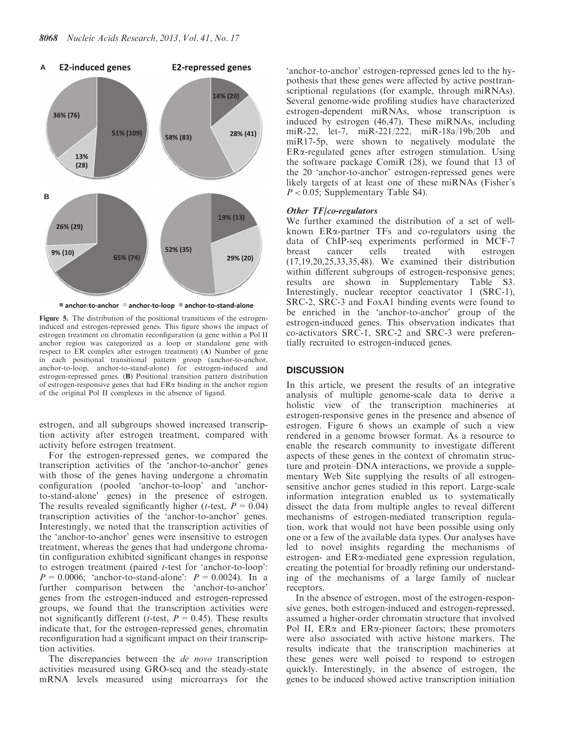**A** **E2-induced genes** **E2-repressed genes**

**B**

■ anchor-to-anchor ■ anchor-to-loop ■ anchor-to-stand-alone

**Figure 5.** The distribution of the positional transitions of the estrogen-induced and estrogen-repressed genes. This figure shows the impact of estrogen treatment on chromatin reconfiguration (a gene within a Pol II anchor region was categorized as a loop or standalone gene with respect to ER complex after estrogen treatment) (**A**) Number of gene in each positional transitional pattern group (anchor-to-anchor, anchor-to-loop, anchor-to-stand-alone) for estrogen-induced and estrogen-repressed genes. (**B**) Positional transition pattern distribution of estrogen-responsive genes that had ERα binding in the anchor region of the original Pol II complexes in the absence of ligand.

estrogen, and all subgroups showed increased transcription activity after estrogen treatment, compared with activity before estrogen treatment.

For the estrogen-repressed genes, we compared the transcription activities of the 'anchor-to-anchor' genes with those of the genes having undergone a chromatin configuration (pooled 'anchor-to-loop' and 'anchor-to-stand-alone' genes) in the presence of estrogen. The results revealed significantly higher ($t$-test, $P = 0.04$) transcription activities of the 'anchor-to-anchor' genes. Interestingly, we noted that the transcription activities of the 'anchor-to-anchor' genes were insensitive to estrogen treatment, whereas the genes that had undergone chromatin configuration exhibited significant changes in response to estrogen treatment (paired $t$-test for 'anchor-to-loop': $P = 0.0006$; 'anchor-to-stand-alone': $P = 0.0024$). In a further comparison between the 'anchor-to-anchor' genes from the estrogen-induced and estrogen-repressed groups, we found that the transcription activities were not significantly different ($t$-test, $P = 0.45$). These results indicate that, for the estrogen-repressed genes, chromatin reconfiguration had a significant impact on their transcription activities.

The discrepancies between the *de novo* transcription activities measured using GRO-seq and the steady-state mRNA levels measured using microarrays for the 'anchor-to-anchor' estrogen-repressed genes led to the hypothesis that these genes were affected by active posttranscriptional regulations (for example, through miRNAs). Several genome-wide profiling studies have characterized estrogen-dependent miRNAs, whose transcription is induced by estrogen (46,47). These miRNAs, including miR-22, let-7, miR-221/222, miR-18a/19b/20b and miR17-5p, were shown to negatively modulate the ERα-regulated genes after estrogen stimulation. Using the software package ComiR (28), we found that 13 of the 20 'anchor-to-anchor' estrogen-repressed genes were likely targets of at least one of these miRNAs (Fisher's $P < 0.05$; Supplementary Table S4).

### *Other TF/co-regulators*

We further examined the distribution of a set of well-known ERα-partner TFs and co-regulators using the data of ChIP-seq experiments performed in MCF-7 breast cancer cells treated with estrogen (17,19,20,25,33,35,48). We examined their distribution within different subgroups of estrogen-responsive genes; results are shown in Supplementary Table S3. Interestingly, nuclear receptor coactivator 1 (SRC-1), SRC-2, SRC-3 and FoxA1 binding events were found to be enriched in the 'anchor-to-anchor' group of the estrogen-induced genes. This observation indicates that co-activators SRC-1, SRC-2 and SRC-3 were preferentially recruited to estrogen-induced genes.

## DISCUSSION

In this article, we present the results of an integrative analysis of multiple genome-scale data to derive a holistic view of the transcription machineries at estrogen-responsive genes in the presence and absence of estrogen. Figure 6 shows an example of such a view rendered in a genome browser format. As a resource to enable the research community to investigate different aspects of these genes in the context of chromatin structure and protein–DNA interactions, we provide a supplementary Web Site supplying the results of all estrogen-sensitive anchor genes studied in this report. Large-scale information integration enabled us to systematically dissect the data from multiple angles to reveal different mechanisms of estrogen-mediated transcription regulation, work that would not have been possible using only one or a few of the available data types. Our analyses have led to novel insights regarding the mechanisms of estrogen- and ERα-mediated gene expression regulation, creating the potential for broadly refining our understanding of the mechanisms of a large family of nuclear receptors.

In the absence of estrogen, most of the estrogen-responsive genes, both estrogen-induced and estrogen-repressed, assumed a higher-order chromatin structure that involved Pol II, ERα and ERα-pioneer factors; these promoters were also associated with active histone markers. The results indicate that the transcription machineries at these genes were well poised to respond to estrogen quickly. Interestingly, in the absence of estrogen, the genes to be induced showed active transcription initiation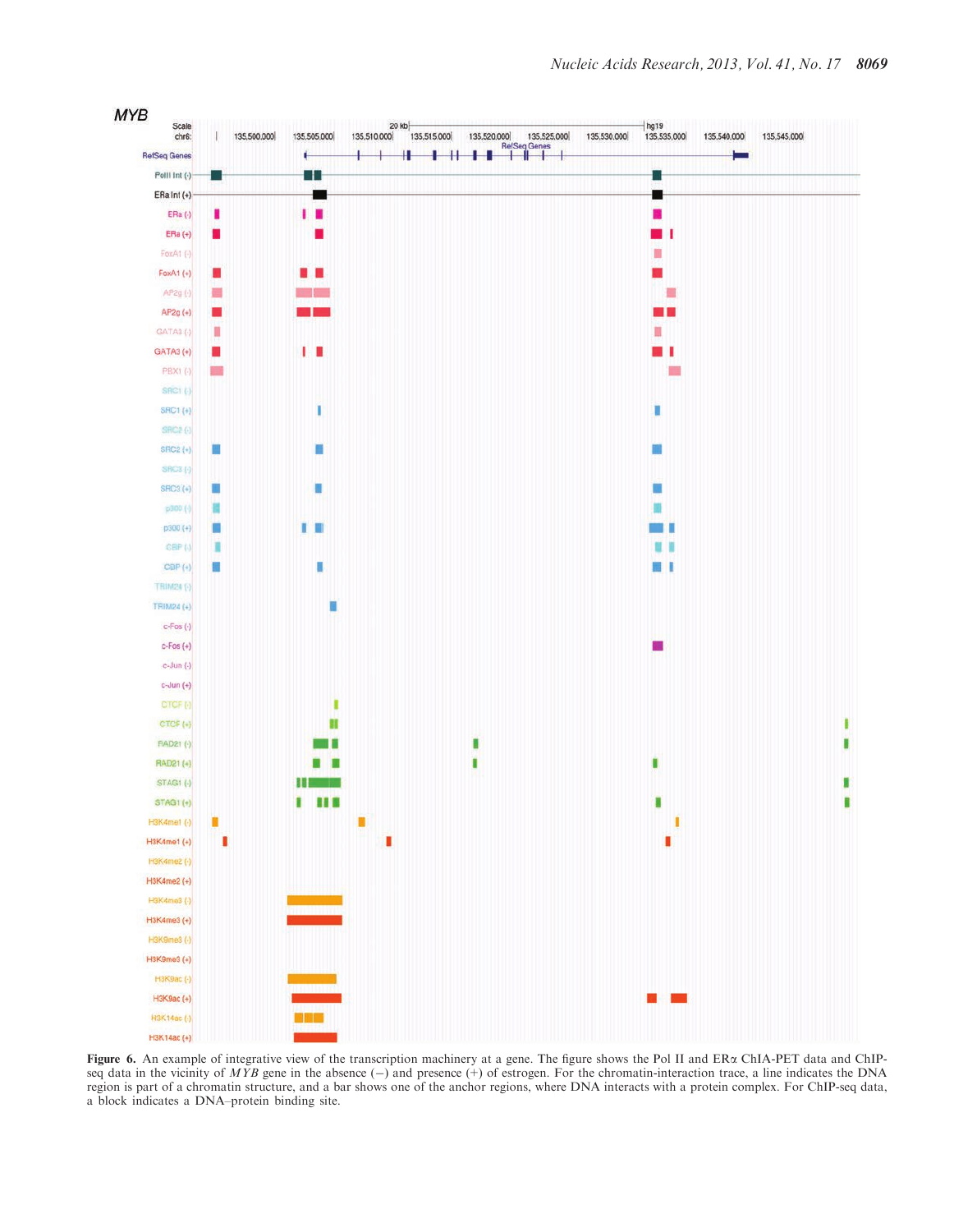**Figure 6.** An example of integrative view of the transcription machinery at a gene. The figure shows the Pol II and ERα ChIA-PET data and ChIP-seq data in the vicinity of *MYB* gene in the absence (−) and presence (+) of estrogen. For the chromatin-interaction trace, a line indicates the DNA region is part of a chromatin structure, and a bar shows one of the anchor regions, where DNA interacts with a protein complex. For ChIP-seq data, a block indicates a DNA–protein binding site.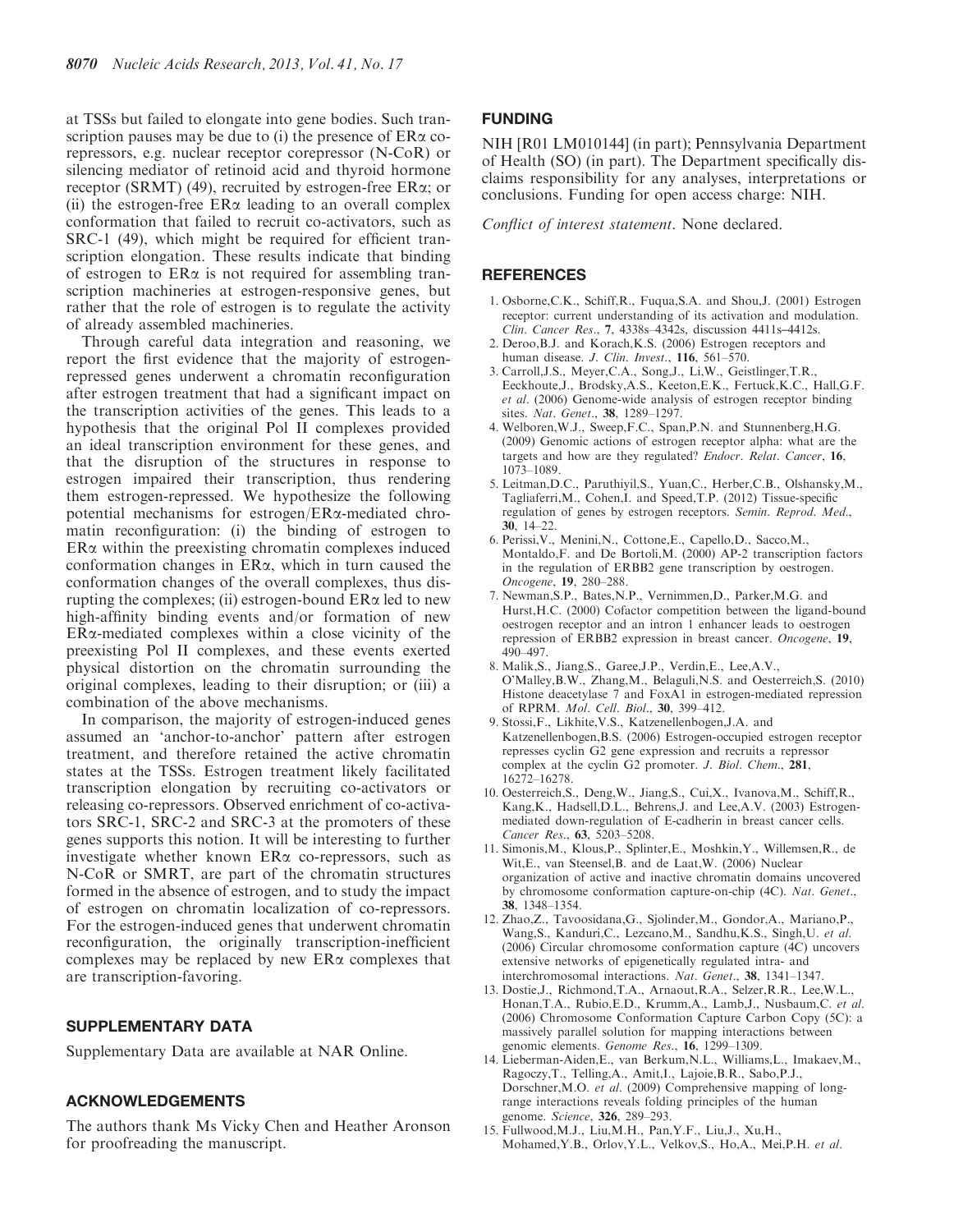at TSSs but failed to elongate into gene bodies. Such transcription pauses may be due to (i) the presence of ERα co-repressors, e.g. nuclear receptor corepressor (N-CoR) or silencing mediator of retinoid acid and thyroid hormone receptor (SRMT) (49), recruited by estrogen-free ERα; or (ii) the estrogen-free ERα leading to an overall complex conformation that failed to recruit co-activators, such as SRC-1 (49), which might be required for efficient transcription elongation. These results indicate that binding of estrogen to ERα is not required for assembling transcription machineries at estrogen-responsive genes, but rather that the role of estrogen is to regulate the activity of already assembled machineries.

Through careful data integration and reasoning, we report the first evidence that the majority of estrogen-repressed genes underwent a chromatin reconfiguration after estrogen treatment that had a significant impact on the transcription activities of the genes. This leads to a hypothesis that the original Pol II complexes provided an ideal transcription environment for these genes, and that the disruption of the structures in response to estrogen impaired their transcription, thus rendering them estrogen-repressed. We hypothesize the following potential mechanisms for estrogen/ERα-mediated chromatin reconfiguration: (i) the binding of estrogen to ERα within the preexisting chromatin complexes induced conformation changes in ERα, which in turn caused the conformation changes of the overall complexes, thus disrupting the complexes; (ii) estrogen-bound ERα led to new high-affinity binding events and/or formation of new ERα-mediated complexes within a close vicinity of the preexisting Pol II complexes, and these events exerted physical distortion on the chromatin surrounding the original complexes, leading to their disruption; or (iii) a combination of the above mechanisms.

In comparison, the majority of estrogen-induced genes assumed an 'anchor-to-anchor' pattern after estrogen treatment, and therefore retained the active chromatin states at the TSSs. Estrogen treatment likely facilitated transcription elongation by recruiting co-activators or releasing co-repressors. Observed enrichment of co-activators SRC-1, SRC-2 and SRC-3 at the promoters of these genes supports this notion. It will be interesting to further investigate whether known ERα co-repressors, such as N-CoR or SMRT, are part of the chromatin structures formed in the absence of estrogen, and to study the impact of estrogen on chromatin localization of co-repressors. For the estrogen-induced genes that underwent chromatin reconfiguration, the originally transcription-inefficient complexes may be replaced by new ERα complexes that are transcription-favoring.

## SUPPLEMENTARY DATA

Supplementary Data are available at NAR Online.

## ACKNOWLEDGEMENTS

The authors thank Ms Vicky Chen and Heather Aronson for proofreading the manuscript.

## FUNDING

NIH [R01 LM010144] (in part); Pennsylvania Department of Health (SO) (in part). The Department specifically disclaims responsibility for any analyses, interpretations or conclusions. Funding for open access charge: NIH.

*Conflict of interest statement*. None declared.

## REFERENCES

1. Osborne,C.K., Schiff,R., Fuqua,S.A. and Shou,J. (2001) Estrogen receptor: current understanding of its activation and modulation. *Clin. Cancer Res.*, **7**, 4338s–4342s, discussion 4411s–4412s.
2. Deroo,B.J. and Korach,K.S. (2006) Estrogen receptors and human disease. *J. Clin. Invest.*, **116**, 561–570.
3. Carroll,J.S., Meyer,C.A., Song,J., Li,W., Geistlinger,T.R., Eeckhoute,J., Brodsky,A.S., Keeton,E.K., Fertuck,K.C., Hall,G.F. *et al.* (2006) Genome-wide analysis of estrogen receptor binding sites. *Nat. Genet.*, **38**, 1289–1297.
4. Welboren,W.J., Sweep,F.C., Span,P.N. and Stunnenberg,H.G. (2009) Genomic actions of estrogen receptor alpha: what are the targets and how are they regulated? *Endocr. Relat. Cancer*, **16**, 1073–1089.
5. Leitman,D.C., Paruthiyil,S., Yuan,C., Herber,C.B., Olshansky,M., Tagliaferri,M., Cohen,I. and Speed,T.P. (2012) Tissue-specific regulation of genes by estrogen receptors. *Semin. Reprod. Med.*, **30**, 14–22.
6. Perissi,V., Menini,N., Cottone,E., Capello,D., Sacco,M., Montaldo,F. and De Bortoli,M. (2000) AP-2 transcription factors in the regulation of ERBB2 gene transcription by oestrogen. *Oncogene*, **19**, 280–288.
7. Newman,S.P., Bates,N.P., Vernimmen,D., Parker,M.G. and Hurst,H.C. (2000) Cofactor competition between the ligand-bound oestrogen receptor and an intron 1 enhancer leads to oestrogen repression of ERBB2 expression in breast cancer. *Oncogene*, **19**, 490–497.
8. Malik,S., Jiang,S., Garee,J.P., Verdin,E., Lee,A.V., O'Malley,B.W., Zhang,M., Belaguli,N.S. and Oesterreich,S. (2010) Histone deacetylase 7 and FoxA1 in estrogen-mediated repression of RPRM. *Mol. Cell. Biol.*, **30**, 399–412.
9. Stossi,F., Likhite,V.S., Katzenellenbogen,J.A. and Katzenellenbogen,B.S. (2006) Estrogen-occupied estrogen receptor represses cyclin G2 gene expression and recruits a repressor complex at the cyclin G2 promoter. *J. Biol. Chem.*, **281**, 16272–16278.
10. Oesterreich,S., Deng,W., Jiang,S., Cui,X., Ivanova,M., Schiff,R., Kang,K., Hadsell,D.L., Behrens,J. and Lee,A.V. (2003) Estrogen-mediated down-regulation of E-cadherin in breast cancer cells. *Cancer Res.*, **63**, 5203–5208.
11. Simonis,M., Klous,P., Splinter,E., Moshkin,Y., Willemsen,R., de Wit,E., van Steensel,B. and de Laat,W. (2006) Nuclear organization of active and inactive chromatin domains uncovered by chromosome conformation capture-on-chip (4C). *Nat. Genet.*, **38**, 1348–1354.
12. Zhao,Z., Tavoosidana,G., Sjolinder,M., Gondor,A., Mariano,P., Wang,S., Kanduri,C., Lezcano,M., Sandhu,K.S., Singh,U. *et al.* (2006) Circular chromosome conformation capture (4C) uncovers extensive networks of epigenetically regulated intra- and interchromosomal interactions. *Nat. Genet.*, **38**, 1341–1347.
13. Dostie,J., Richmond,T.A., Arnaout,R.A., Selzer,R.R., Lee,W.L., Honan,T.A., Rubio,E.D., Krumm,A., Lamb,J., Nusbaum,C. *et al.* (2006) Chromosome Conformation Capture Carbon Copy (5C): a massively parallel solution for mapping interactions between genomic elements. *Genome Res.*, **16**, 1299–1309.
14. Lieberman-Aiden,E., van Berkum,N.L., Williams,L., Imakaev,M., Ragoczy,T., Telling,A., Amit,I., Lajoie,B.R., Sabo,P.J., Dorschner,M.O. *et al.* (2009) Comprehensive mapping of long-range interactions reveals folding principles of the human genome. *Science*, **326**, 289–293.
15. Fullwood,M.J., Liu,M.H., Pan,Y.F., Liu,J., Xu,H., Mohamed,Y.B., Orlov,Y.L., Velkov,S., Ho,A., Mei,P.H. *et al.*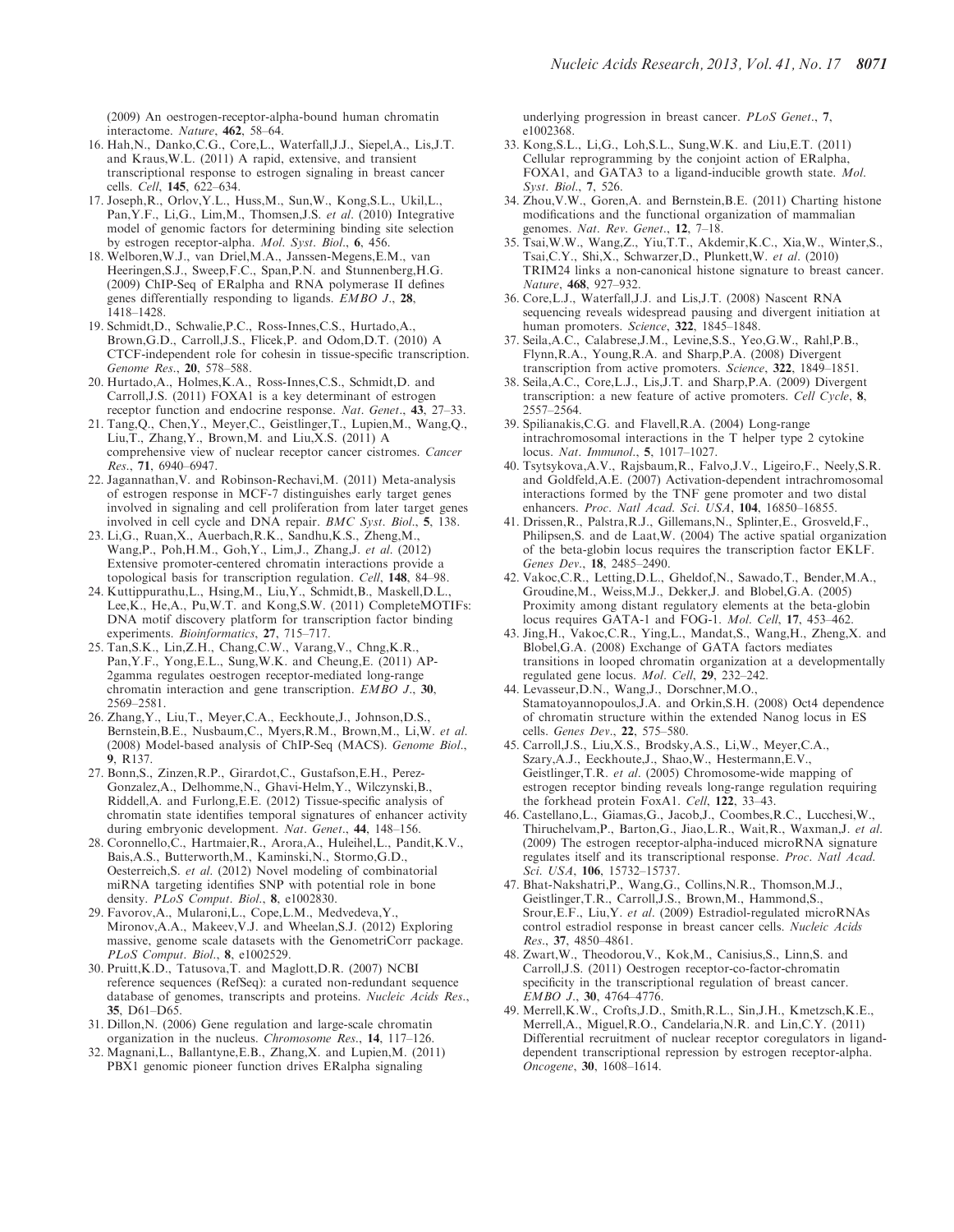(2009) An oestrogen-receptor-alpha-bound human chromatin interactome. *Nature*, **462**, 58–64.

16. Hah,N., Danko,C.G., Core,L., Waterfall,J.J., Siepel,A., Lis,J.T. and Kraus,W.L. (2011) A rapid, extensive, and transient transcriptional response to estrogen signaling in breast cancer cells. *Cell*, **145**, 622–634.
17. Joseph,R., Orlov,Y.L., Huss,M., Sun,W., Kong,S.L., Ukil,L., Pan,Y.F., Li,G., Lim,M., Thomsen,J.S. *et al*. (2010) Integrative model of genomic factors for determining binding site selection by estrogen receptor-alpha. *Mol. Syst. Biol*., **6**, 456.
18. Welboren,W.J., van Driel,M.A., Janssen-Megens,E.M., van Heeringen,S.J., Sweep,F.C., Span,P.N. and Stunnenberg,H.G. (2009) ChIP-Seq of ERalpha and RNA polymerase II defines genes differentially responding to ligands. *EMBO J*., **28**, 1418–1428.
19. Schmidt,D., Schwalie,P.C., Ross-Innes,C.S., Hurtado,A., Brown,G.D., Carroll,J.S., Flicek,P. and Odom,D.T. (2010) A CTCF-independent role for cohesin in tissue-specific transcription. *Genome Res*., **20**, 578–588.
20. Hurtado,A., Holmes,K.A., Ross-Innes,C.S., Schmidt,D. and Carroll,J.S. (2011) FOXA1 is a key determinant of estrogen receptor function and endocrine response. *Nat. Genet*., **43**, 27–33.
21. Tang,Q., Chen,Y., Meyer,C., Geistlinger,T., Lupien,M., Wang,Q., Liu,T., Zhang,Y., Brown,M. and Liu,X.S. (2011) A comprehensive view of nuclear receptor cancer cistromes. *Cancer Res*., **71**, 6940–6947.
22. Jagannathan,V. and Robinson-Rechavi,M. (2011) Meta-analysis of estrogen response in MCF-7 distinguishes early target genes involved in signaling and cell proliferation from later target genes involved in cell cycle and DNA repair. *BMC Syst. Biol*., **5**, 138.
23. Li,G., Ruan,X., Auerbach,R.K., Sandhu,K.S., Zheng,M., Wang,P., Poh,H.M., Goh,Y., Lim,J., Zhang,J. *et al*. (2012) Extensive promoter-centered chromatin interactions provide a topological basis for transcription regulation. *Cell*, **148**, 84–98.
24. Kuttippurathu,L., Hsing,M., Liu,Y., Schmidt,B., Maskell,D.L., Lee,K., He,A., Pu,W.T. and Kong,S.W. (2011) CompleteMOTIFs: DNA motif discovery platform for transcription factor binding experiments. *Bioinformatics*, **27**, 715–717.
25. Tan,S.K., Lin,Z.H., Chang,C.W., Varang,V., Chng,K.R., Pan,Y.F., Yong,E.L., Sung,W.K. and Cheung,E. (2011) AP-2gamma regulates oestrogen receptor-mediated long-range chromatin interaction and gene transcription. *EMBO J*., **30**, 2569–2581.
26. Zhang,Y., Liu,T., Meyer,C.A., Eeckhoute,J., Johnson,D.S., Bernstein,B.E., Nusbaum,C., Myers,R.M., Brown,M., Li,W. *et al*. (2008) Model-based analysis of ChIP-Seq (MACS). *Genome Biol*., **9**, R137.
27. Bonn,S., Zinzen,R.P., Girardot,C., Gustafson,E.H., Perez-Gonzalez,A., Delhomme,N., Ghavi-Helm,Y., Wilczynski,B., Riddell,A. and Furlong,E.E. (2012) Tissue-specific analysis of chromatin state identifies temporal signatures of enhancer activity during embryonic development. *Nat. Genet*., **44**, 148–156.
28. Coronnello,C., Hartmaier,R., Arora,A., Huleihel,L., Pandit,K.V., Bais,A.S., Butterworth,M., Kaminski,N., Stormo,G.D., Oesterreich,S. *et al*. (2012) Novel modeling of combinatorial miRNA targeting identifies SNP with potential role in bone density. *PLoS Comput. Biol*., **8**, e1002830.
29. Favorov,A., Mularoni,L., Cope,L.M., Medvedeva,Y., Mironov,A.A., Makeev,V.J. and Wheelan,S.J. (2012) Exploring massive, genome scale datasets with the GenometriCorr package. *PLoS Comput. Biol*., **8**, e1002529.
30. Pruitt,K.D., Tatusova,T. and Maglott,D.R. (2007) NCBI reference sequences (RefSeq): a curated non-redundant sequence database of genomes, transcripts and proteins. *Nucleic Acids Res*., **35**, D61–D65.
31. Dillon,N. (2006) Gene regulation and large-scale chromatin organization in the nucleus. *Chromosome Res*., **14**, 117–126.
32. Magnani,L., Ballantyne,E.B., Zhang,X. and Lupien,M. (2011) PBX1 genomic pioneer function drives ERalpha signaling underlying progression in breast cancer. *PLoS Genet*., **7**, e1002368.
33. Kong,S.L., Li,G., Loh,S.L., Sung,W.K. and Liu,E.T. (2011) Cellular reprogramming by the conjoint action of ERalpha, FOXA1, and GATA3 to a ligand-inducible growth state. *Mol. Syst. Biol*., **7**, 526.
34. Zhou,V.W., Goren,A. and Bernstein,B.E. (2011) Charting histone modifications and the functional organization of mammalian genomes. *Nat. Rev. Genet*., **12**, 7–18.
35. Tsai,W.W., Wang,Z., Yiu,T.T., Akdemir,K.C., Xia,W., Winter,S., Tsai,C.Y., Shi,X., Schwarzer,D., Plunkett,W. *et al*. (2010) TRIM24 links a non-canonical histone signature to breast cancer. *Nature*, **468**, 927–932.
36. Core,L.J., Waterfall,J.J. and Lis,J.T. (2008) Nascent RNA sequencing reveals widespread pausing and divergent initiation at human promoters. *Science*, **322**, 1845–1848.
37. Seila,A.C., Calabrese,J.M., Levine,S.S., Yeo,G.W., Rahl,P.B., Flynn,R.A., Young,R.A. and Sharp,P.A. (2008) Divergent transcription from active promoters. *Science*, **322**, 1849–1851.
38. Seila,A.C., Core,L.J., Lis,J.T. and Sharp,P.A. (2009) Divergent transcription: a new feature of active promoters. *Cell Cycle*, **8**, 2557–2564.
39. Spilianakis,C.G. and Flavell,R.A. (2004) Long-range intrachromosomal interactions in the T helper type 2 cytokine locus. *Nat. Immunol*., **5**, 1017–1027.
40. Tsytsykova,A.V., Rajsbaum,R., Falvo,J.V., Ligeiro,F., Neely,S.R. and Goldfeld,A.E. (2007) Activation-dependent intrachromosomal interactions formed by the TNF gene promoter and two distal enhancers. *Proc. Natl Acad. Sci. USA*, **104**, 16850–16855.
41. Drissen,R., Palstra,R.J., Gillemans,N., Splinter,E., Grosveld,F., Philipsen,S. and de Laat,W. (2004) The active spatial organization of the beta-globin locus requires the transcription factor EKLF. *Genes Dev*., **18**, 2485–2490.
42. Vakoc,C.R., Letting,D.L., Gheldof,N., Sawado,T., Bender,M.A., Groudine,M., Weiss,M.J., Dekker,J. and Blobel,G.A. (2005) Proximity among distant regulatory elements at the beta-globin locus requires GATA-1 and FOG-1. *Mol. Cell*, **17**, 453–462.
43. Jing,H., Vakoc,C.R., Ying,L., Mandat,S., Wang,H., Zheng,X. and Blobel,G.A. (2008) Exchange of GATA factors mediates transitions in looped chromatin organization at a developmentally regulated gene locus. *Mol. Cell*, **29**, 232–242.
44. Levasseur,D.N., Wang,J., Dorschner,M.O., Stamatoyannopoulos,J.A. and Orkin,S.H. (2008) Oct4 dependence of chromatin structure within the extended Nanog locus in ES cells. *Genes Dev*., **22**, 575–580.
45. Carroll,J.S., Liu,X.S., Brodsky,A.S., Li,W., Meyer,C.A., Szary,A.J., Eeckhoute,J., Shao,W., Hestermann,E.V., Geistlinger,T.R. *et al*. (2005) Chromosome-wide mapping of estrogen receptor binding reveals long-range regulation requiring the forkhead protein FoxA1. *Cell*, **122**, 33–43.
46. Castellano,L., Giamas,G., Jacob,J., Coombes,R.C., Lucchesi,W., Thiruchelvam,P., Barton,G., Jiao,L.R., Wait,R., Waxman,J. *et al*. (2009) The estrogen receptor-alpha-induced microRNA signature regulates itself and its transcriptional response. *Proc. Natl Acad. Sci. USA*, **106**, 15732–15737.
47. Bhat-Nakshatri,P., Wang,G., Collins,N.R., Thomson,M.J., Geistlinger,T.R., Carroll,J.S., Brown,M., Hammond,S., Srour,E.F., Liu,Y. *et al*. (2009) Estradiol-regulated microRNAs control estradiol response in breast cancer cells. *Nucleic Acids Res*., **37**, 4850–4861.
48. Zwart,W., Theodorou,V., Kok,M., Canisius,S., Linn,S. and Carroll,J.S. (2011) Oestrogen receptor-co-factor-chromatin specificity in the transcriptional regulation of breast cancer. *EMBO J*., **30**, 4764–4776.
49. Merrell,K.W., Crofts,J.D., Smith,R.L., Sin,J.H., Kmetzsch,K.E., Merrell,A., Miguel,R.O., Candelaria,N.R. and Lin,C.Y. (2011) Differential recruitment of nuclear receptor coregulators in ligand-dependent transcriptional repression by estrogen receptor-alpha. *Oncogene*, **30**, 1608–1614.